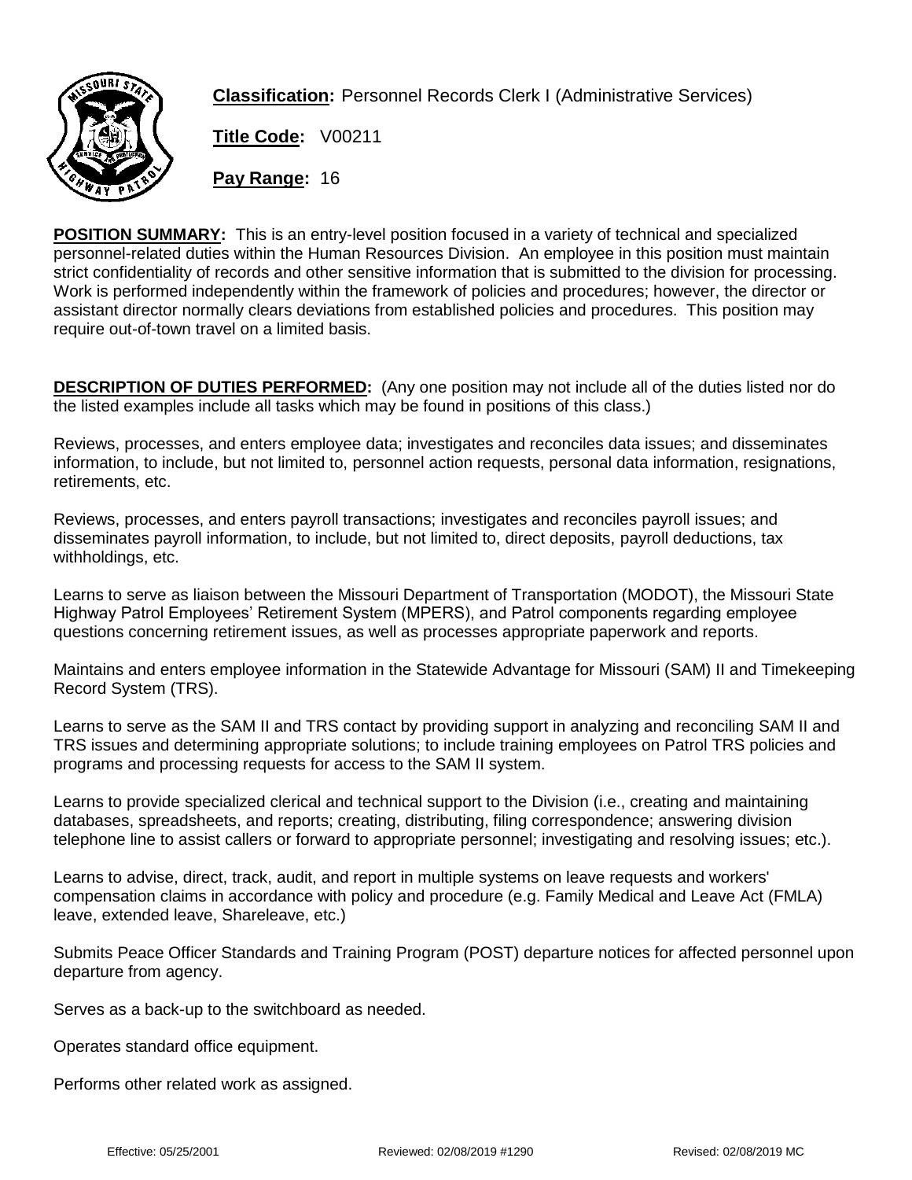**Classification:** Personnel Records Clerk I (Administrative Services)

**Title Code:** V00211

**Pay Range:** 16

**POSITION SUMMARY:** This is an entry-level position focused in a variety of technical and specialized personnel-related duties within the Human Resources Division. An employee in this position must maintain strict confidentiality of records and other sensitive information that is submitted to the division for processing. Work is performed independently within the framework of policies and procedures; however, the director or assistant director normally clears deviations from established policies and procedures. This position may require out-of-town travel on a limited basis.

**DESCRIPTION OF DUTIES PERFORMED:** (Any one position may not include all of the duties listed nor do the listed examples include all tasks which may be found in positions of this class.)

Reviews, processes, and enters employee data; investigates and reconciles data issues; and disseminates information, to include, but not limited to, personnel action requests, personal data information, resignations, retirements, etc.

Reviews, processes, and enters payroll transactions; investigates and reconciles payroll issues; and disseminates payroll information, to include, but not limited to, direct deposits, payroll deductions, tax withholdings, etc.

Learns to serve as liaison between the Missouri Department of Transportation (MODOT), the Missouri State Highway Patrol Employees' Retirement System (MPERS), and Patrol components regarding employee questions concerning retirement issues, as well as processes appropriate paperwork and reports.

Maintains and enters employee information in the Statewide Advantage for Missouri (SAM) II and Timekeeping Record System (TRS).

Learns to serve as the SAM II and TRS contact by providing support in analyzing and reconciling SAM II and TRS issues and determining appropriate solutions; to include training employees on Patrol TRS policies and programs and processing requests for access to the SAM II system.

Learns to provide specialized clerical and technical support to the Division (i.e., creating and maintaining databases, spreadsheets, and reports; creating, distributing, filing correspondence; answering division telephone line to assist callers or forward to appropriate personnel; investigating and resolving issues; etc.).

Learns to advise, direct, track, audit, and report in multiple systems on leave requests and workers' compensation claims in accordance with policy and procedure (e.g. Family Medical and Leave Act (FMLA) leave, extended leave, Shareleave, etc.)

Submits Peace Officer Standards and Training Program (POST) departure notices for affected personnel upon departure from agency.

Serves as a back-up to the switchboard as needed.

Operates standard office equipment.

Performs other related work as assigned.

Effective: 05/25/2001 Reviewed: 02/08/2019 #1290 Revised: 02/08/2019 MC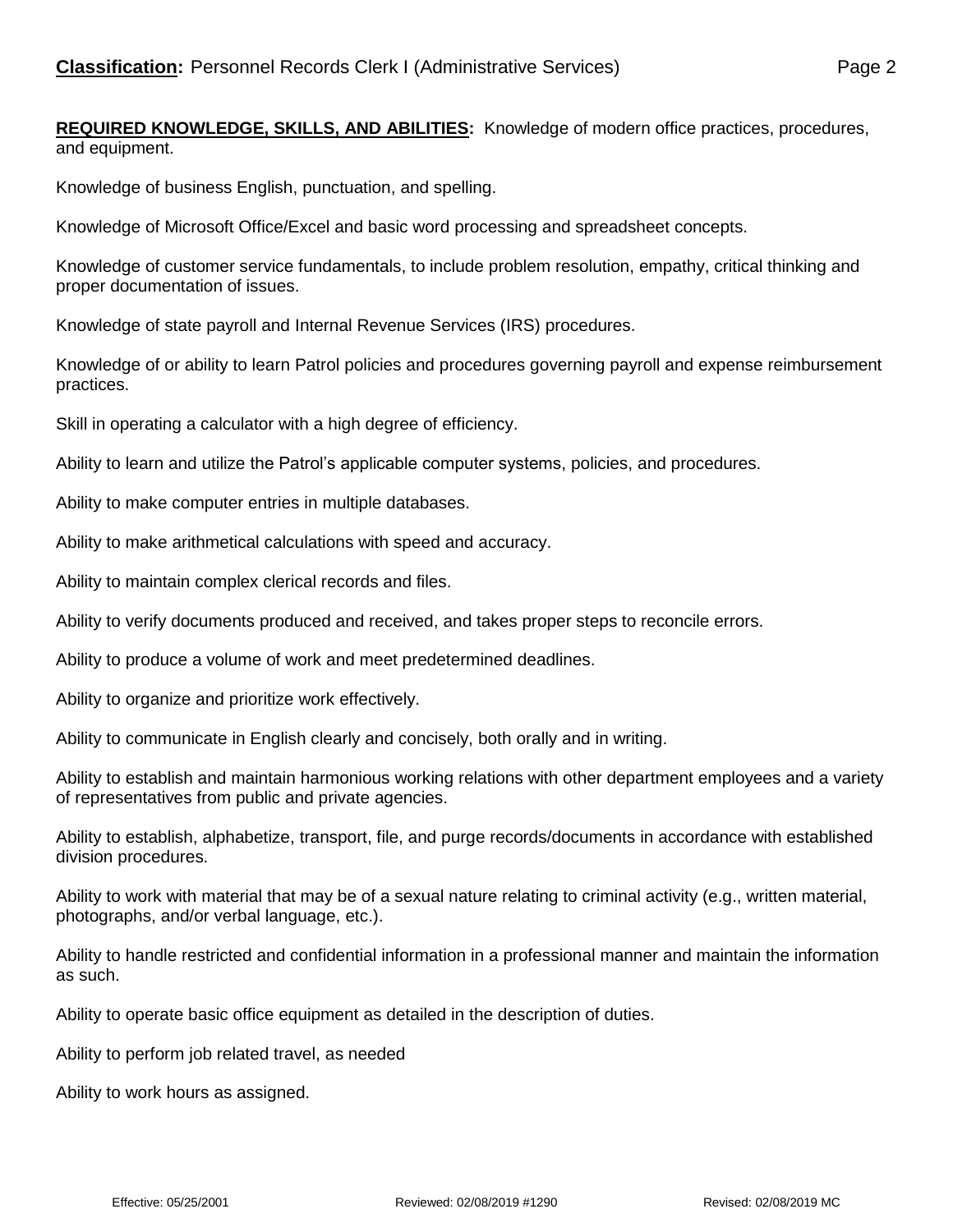**REQUIRED KNOWLEDGE, SKILLS, AND ABILITIES:** Knowledge of modern office practices, procedures, and equipment.

Knowledge of business English, punctuation, and spelling.

Knowledge of Microsoft Office/Excel and basic word processing and spreadsheet concepts.

Knowledge of customer service fundamentals, to include problem resolution, empathy, critical thinking and proper documentation of issues.

Knowledge of state payroll and Internal Revenue Services (IRS) procedures.

Knowledge of or ability to learn Patrol policies and procedures governing payroll and expense reimbursement practices.

Skill in operating a calculator with a high degree of efficiency.

Ability to learn and utilize the Patrol's applicable computer systems, policies, and procedures.

Ability to make computer entries in multiple databases.

Ability to make arithmetical calculations with speed and accuracy.

Ability to maintain complex clerical records and files.

Ability to verify documents produced and received, and takes proper steps to reconcile errors.

Ability to produce a volume of work and meet predetermined deadlines.

Ability to organize and prioritize work effectively.

Ability to communicate in English clearly and concisely, both orally and in writing.

Ability to establish and maintain harmonious working relations with other department employees and a variety of representatives from public and private agencies.

Ability to establish, alphabetize, transport, file, and purge records/documents in accordance with established division procedures.

Ability to work with material that may be of a sexual nature relating to criminal activity (e.g., written material, photographs, and/or verbal language, etc.).

Ability to handle restricted and confidential information in a professional manner and maintain the information as such.

Ability to operate basic office equipment as detailed in the description of duties.

Ability to perform job related travel, as needed

Ability to work hours as assigned.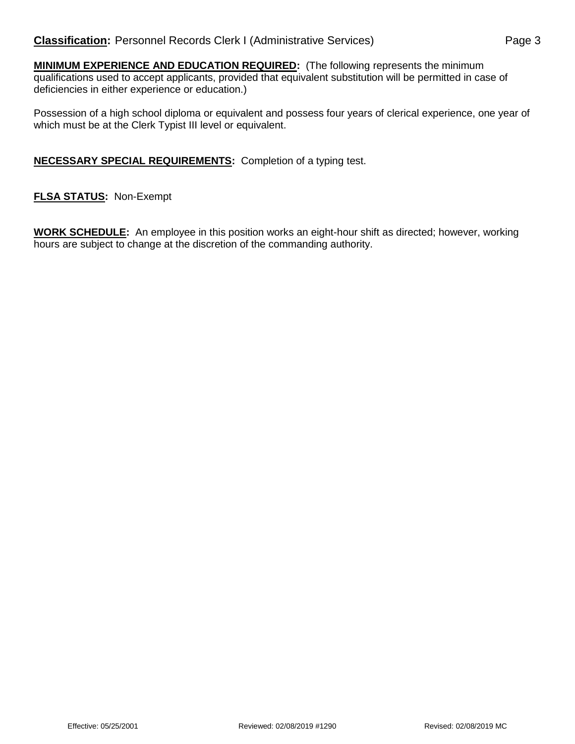**MINIMUM EXPERIENCE AND EDUCATION REQUIRED:** (The following represents the minimum qualifications used to accept applicants, provided that equivalent substitution will be permitted in case of deficiencies in either experience or education.)

Possession of a high school diploma or equivalent and possess four years of clerical experience, one year of which must be at the Clerk Typist III level or equivalent.

**NECESSARY SPECIAL REQUIREMENTS:** Completion of a typing test.

**FLSA STATUS:** Non-Exempt

**WORK SCHEDULE:** An employee in this position works an eight-hour shift as directed; however, working hours are subject to change at the discretion of the commanding authority.